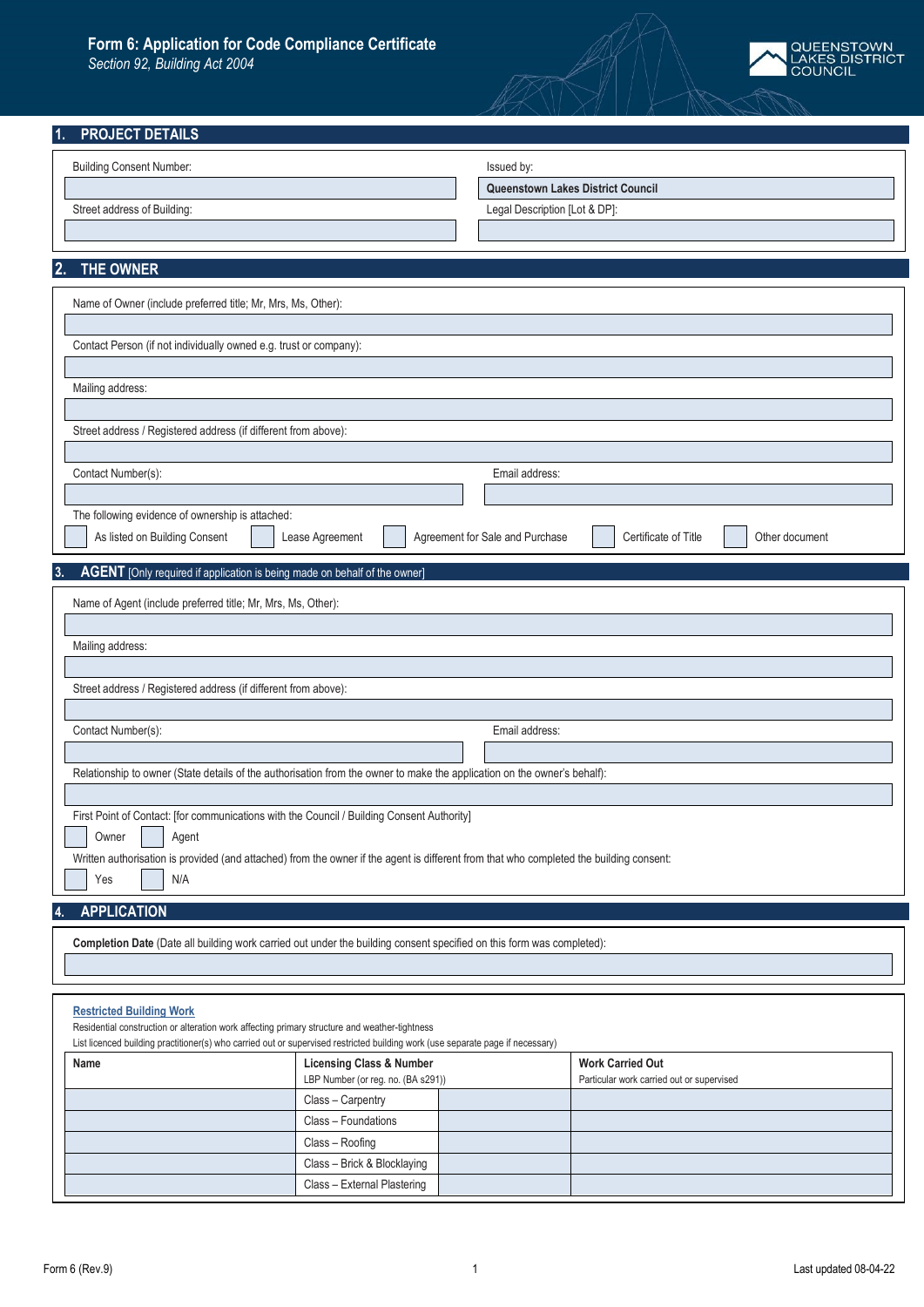# Form 6: Application for Code Compliance Certificate

*Section 92, Building Act 2004*

QUEENSTOWN LAKES DISTRICT COUNCIL

## 1. PROJECT DETAILS

| Building Consent Number: | Issued by: |
|---|---|
| | **Queenstown Lakes District Council** |
| Street address of Building: | Legal Description [Lot & DP]: |
| | |

## 2. THE OWNER

Name of Owner (include preferred title; Mr, Mrs, Ms, Other):

Contact Person (if not individually owned e.g. trust or company):

Mailing address:

Street address / Registered address (if different from above):

Contact Number(s):

Email address:

The following evidence of ownership is attached:

☐ As listed on Building Consent ☐ Lease Agreement ☐ Agreement for Sale and Purchase ☐ Certificate of Title ☐ Other document

## 3. AGENT [Only required if application is being made on behalf of the owner]

Name of Agent (include preferred title; Mr, Mrs, Ms, Other):

Mailing address:

Street address / Registered address (if different from above):

Contact Number(s):

Email address:

Relationship to owner (State details of the authorisation from the owner to make the application on the owner's behalf):

First Point of Contact: [for communications with the Council / Building Consent Authority]

☐ Owner ☐ Agent

Written authorisation is provided (and attached) from the owner if the agent is different from that who completed the building consent:

☐ Yes ☐ N/A

## 4. APPLICATION

**Completion Date** (Date all building work carried out under the building consent specified on this form was completed):

**Restricted Building Work**

Residential construction or alteration work affecting primary structure and weather-tightness

List licenced building practitioner(s) who carried out or supervised restricted building work (use separate page if necessary)

| **Name** | **Licensing Class & Number** LBP Number (or reg. no. (BA s291)) | | **Work Carried Out** Particular work carried out or supervised |
|---|---|---|---|
| | Class – Carpentry | | |
| | Class – Foundations | | |
| | Class – Roofing | | |
| | Class – Brick & Blocklaying | | |
| | Class – External Plastering | | |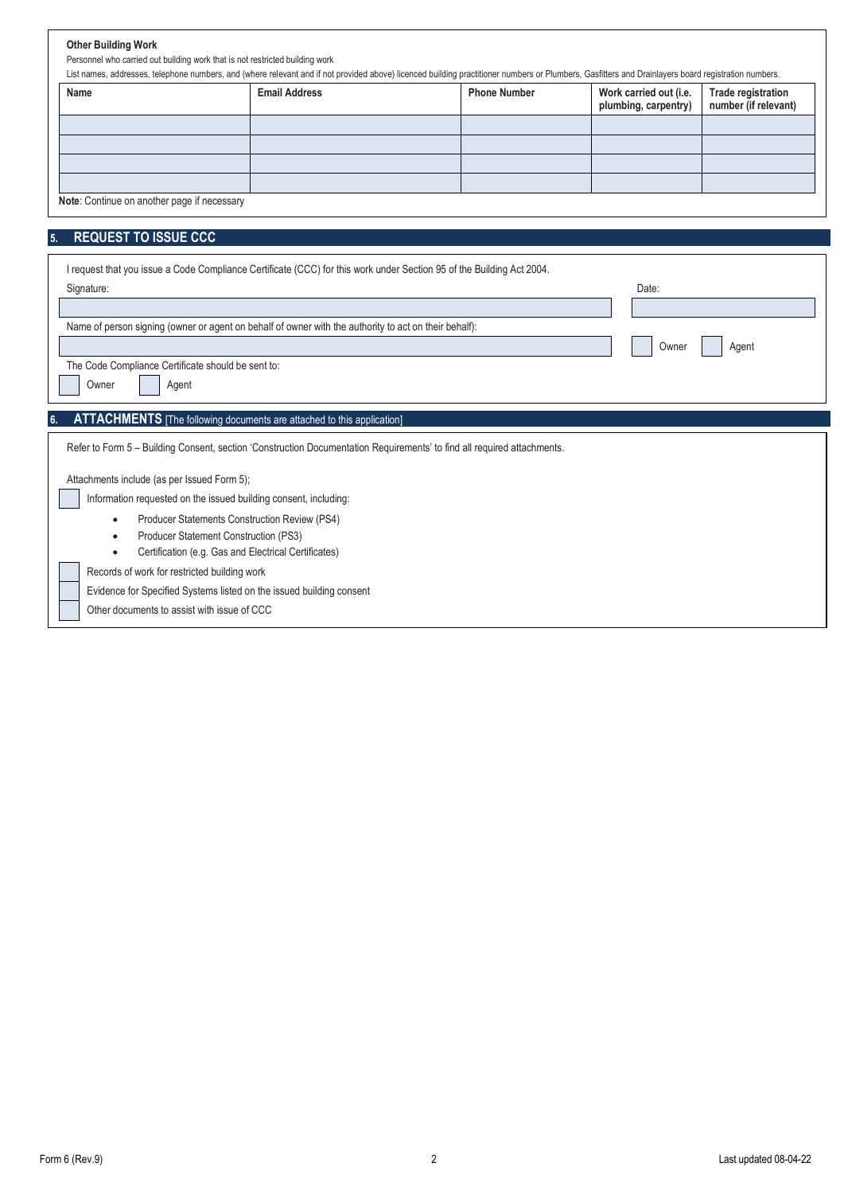**Other Building Work**

Personnel who carried out building work that is not restricted building work

List names, addresses, telephone numbers, and (where relevant and if not provided above) licenced building practitioner numbers or Plumbers, Gasfitters and Drainlayers board registration numbers.

| Name | Email Address | Phone Number | Work carried out (i.e. plumbing, carpentry) | Trade registration number (if relevant) |
|---|---|---|---|---|
| | | | | |
| | | | | |
| | | | | |
| | | | | |

**Note**: Continue on another page if necessary

## 5. REQUEST TO ISSUE CCC

I request that you issue a Code Compliance Certificate (CCC) for this work under Section 95 of the Building Act 2004.

Signature: Date:

Name of person signing (owner or agent on behalf of owner with the authority to act on their behalf):

☐ Owner ☐ Agent

The Code Compliance Certificate should be sent to:

☐ Owner ☐ Agent

## 6. ATTACHMENTS [The following documents are attached to this application]

Refer to Form 5 – Building Consent, section 'Construction Documentation Requirements' to find all required attachments.

Attachments include (as per Issued Form 5);

☐ Information requested on the issued building consent, including:

- Producer Statements Construction Review (PS4)
- Producer Statement Construction (PS3)
- Certification (e.g. Gas and Electrical Certificates)

☐ Records of work for restricted building work

☐ Evidence for Specified Systems listed on the issued building consent

☐ Other documents to assist with issue of CCC